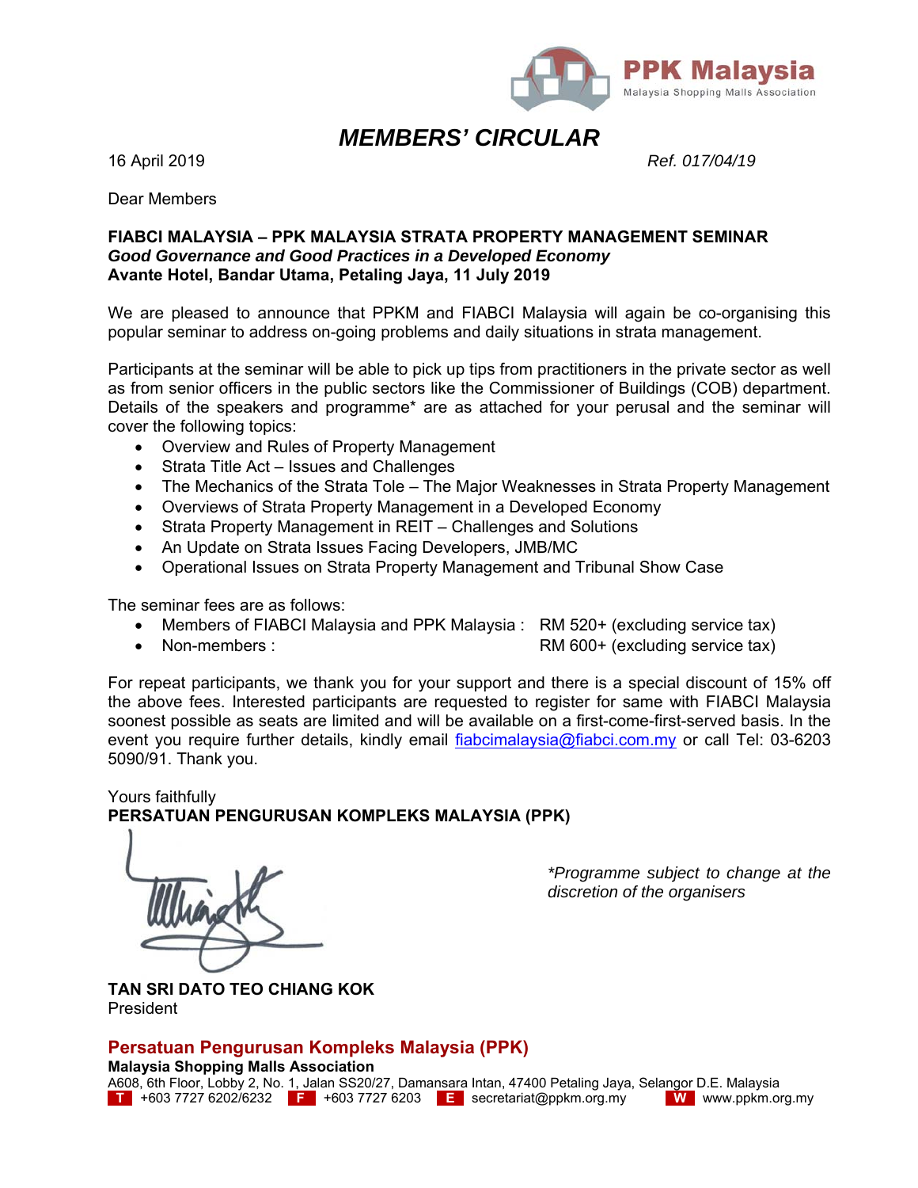PPK Malaysia
Malaysia Shopping Malls Association

# *MEMBERS' CIRCULAR*

16 April 2019 *Ref. 017/04/19*

Dear Members

**FIABCI MALAYSIA – PPK MALAYSIA STRATA PROPERTY MANAGEMENT SEMINAR**
***Good Governance and Good Practices in a Developed Economy***
**Avante Hotel, Bandar Utama, Petaling Jaya, 11 July 2019**

We are pleased to announce that PPKM and FIABCI Malaysia will again be co-organising this popular seminar to address on-going problems and daily situations in strata management.

Participants at the seminar will be able to pick up tips from practitioners in the private sector as well as from senior officers in the public sectors like the Commissioner of Buildings (COB) department. Details of the speakers and programme* are as attached for your perusal and the seminar will cover the following topics:

- Overview and Rules of Property Management
- Strata Title Act – Issues and Challenges
- The Mechanics of the Strata Tole – The Major Weaknesses in Strata Property Management
- Overviews of Strata Property Management in a Developed Economy
- Strata Property Management in REIT – Challenges and Solutions
- An Update on Strata Issues Facing Developers, JMB/MC
- Operational Issues on Strata Property Management and Tribunal Show Case

The seminar fees are as follows:

- Members of FIABCI Malaysia and PPK Malaysia : RM 520+ (excluding service tax)
- Non-members : RM 600+ (excluding service tax)

For repeat participants, we thank you for your support and there is a special discount of 15% off the above fees. Interested participants are requested to register for same with FIABCI Malaysia soonest possible as seats are limited and will be available on a first-come-first-served basis. In the event you require further details, kindly email fiabcimalaysia@fiabci.com.my or call Tel: 03-6203 5090/91. Thank you.

Yours faithfully
**PERSATUAN PENGURUSAN KOMPLEKS MALAYSIA (PPK)**

*\*Programme subject to change at the discretion of the organisers*

**TAN SRI DATO TEO CHIANG KOK**
President

**Persatuan Pengurusan Kompleks Malaysia (PPK)**
**Malaysia Shopping Malls Association**
A608, 6th Floor, Lobby 2, No. 1, Jalan SS20/27, Damansara Intan, 47400 Petaling Jaya, Selangor D.E. Malaysia
T +603 7727 6202/6232 F +603 7727 6203 E secretariat@ppkm.org.my W www.ppkm.org.my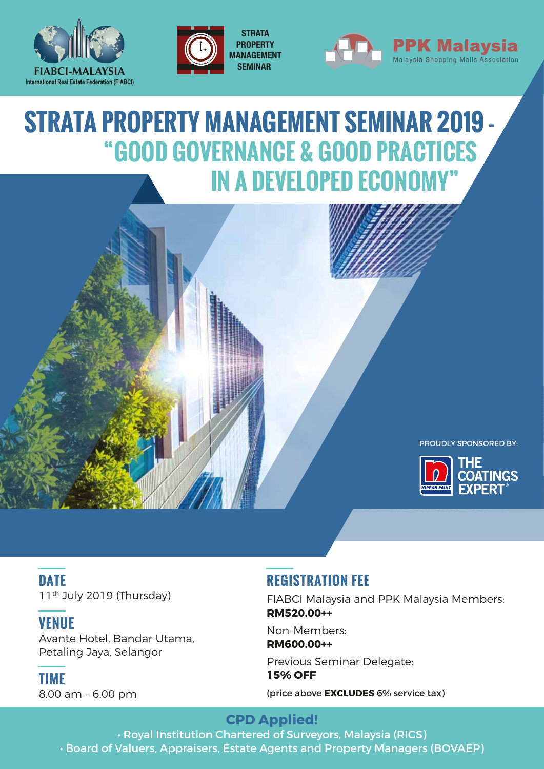FIABCI-MALAYSIA
International Real Estate Federation (FIABCI)

STRATA PROPERTY MANAGEMENT SEMINAR

PPK Malaysia
Malaysia Shopping Malls Association

# STRATA PROPERTY MANAGEMENT SEMINAR 2019 - "GOOD GOVERNANCE & GOOD PRACTICES IN A DEVELOPED ECONOMY"

PROUDLY SPONSORED BY:

NIPPON PAINT THE COATINGS EXPERT®

## DATE

11th July 2019 (Thursday)

## VENUE

Avante Hotel, Bandar Utama, Petaling Jaya, Selangor

## TIME

8.00 am – 6.00 pm

## REGISTRATION FEE

FIABCI Malaysia and PPK Malaysia Members:
**RM520.00++**

Non-Members:
**RM600.00++**

Previous Seminar Delegate:
**15% OFF**

(price above **EXCLUDES** 6% service tax)

**CPD Applied!**

- Royal Institution Chartered of Surveyors, Malaysia (RICS)
- Board of Valuers, Appraisers, Estate Agents and Property Managers (BOVAEP)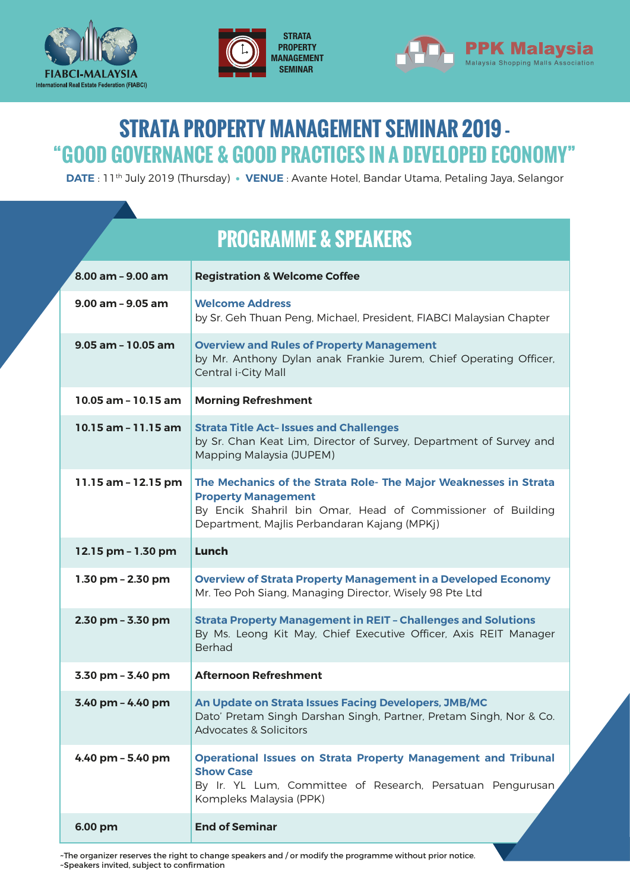FIABCI-MALAYSIA
International Real Estate Federation (FIABCI)

STRATA PROPERTY MANAGEMENT SEMINAR

PPK Malaysia
Malaysia Shopping Malls Association

# STRATA PROPERTY MANAGEMENT SEMINAR 2019 - "GOOD GOVERNANCE & GOOD PRACTICES IN A DEVELOPED ECONOMY"

**DATE** : 11th July 2019 (Thursday) • **VENUE** : Avante Hotel, Bandar Utama, Petaling Jaya, Selangor

## PROGRAMME & SPEAKERS

| Time | Programme |
|---|---|
| **8.00 am – 9.00 am** | **Registration & Welcome Coffee** |
| **9.00 am – 9.05 am** | **Welcome Address** by Sr. Geh Thuan Peng, Michael, President, FIABCI Malaysian Chapter |
| **9.05 am – 10.05 am** | **Overview and Rules of Property Management** by Mr. Anthony Dylan anak Frankie Jurem, Chief Operating Officer, Central i-City Mall |
| **10.05 am – 10.15 am** | **Morning Refreshment** |
| **10.15 am – 11.15 am** | **Strata Title Act– Issues and Challenges** by Sr. Chan Keat Lim, Director of Survey, Department of Survey and Mapping Malaysia (JUPEM) |
| **11.15 am – 12.15 pm** | **The Mechanics of the Strata Role- The Major Weaknesses in Strata Property Management** By Encik Shahril bin Omar, Head of Commissioner of Building Department, Majlis Perbandaran Kajang (MPKj) |
| **12.15 pm – 1.30 pm** | **Lunch** |
| **1.30 pm – 2.30 pm** | **Overview of Strata Property Management in a Developed Economy** Mr. Teo Poh Siang, Managing Director, Wisely 98 Pte Ltd |
| **2.30 pm – 3.30 pm** | **Strata Property Management in REIT – Challenges and Solutions** By Ms. Leong Kit May, Chief Executive Officer, Axis REIT Manager Berhad |
| **3.30 pm – 3.40 pm** | **Afternoon Refreshment** |
| **3.40 pm – 4.40 pm** | **An Update on Strata Issues Facing Developers, JMB/MC** Dato' Pretam Singh Darshan Singh, Partner, Pretam Singh, Nor & Co. Advocates & Solicitors |
| **4.40 pm – 5.40 pm** | **Operational Issues on Strata Property Management and Tribunal Show Case** By Ir. YL Lum, Committee of Research, Persatuan Pengurusan Kompleks Malaysia (PPK) |
| **6.00 pm** | **End of Seminar** |

~The organizer reserves the right to change speakers and / or modify the programme without prior notice.
~Speakers invited, subject to confirmation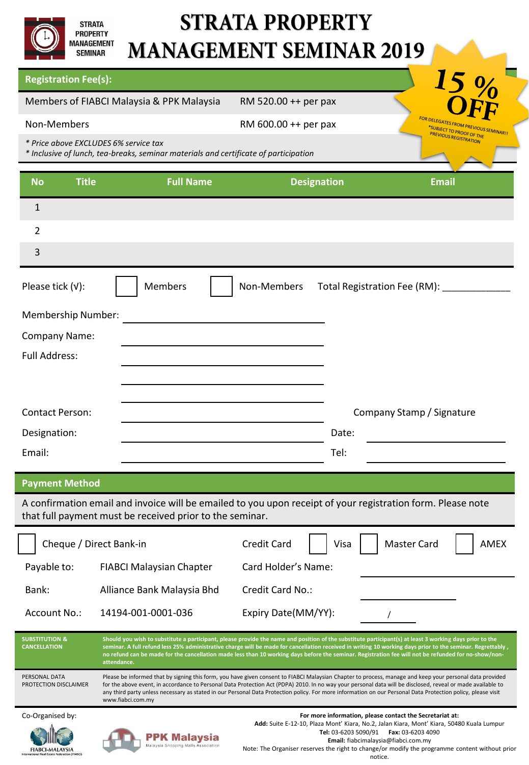STRATA PROPERTY MANAGEMENT SEMINAR

# STRATA PROPERTY MANAGEMENT SEMINAR 2019

**15 % OFF**
FOR DELEGATES FROM PREVIOUS SEMINAR!!
*SUBJECT TO PROOF OF THE PREVIOUS REGISTRATION

## Registration Fee(s):

| | |
|---|---|
| Members of FIABCI Malaysia & PPK Malaysia | RM 520.00 ++ per pax |
| Non-Members | RM 600.00 ++ per pax |

*\* Price above EXCLUDES 6% service tax*
*\* Inclusive of lunch, tea-breaks, seminar materials and certificate of participation*

| No | Title | Full Name | Designation | Email |
|---|---|---|---|---|
| 1 | | | | |
| 2 | | | | |
| 3 | | | | |

Please tick (√): ☐ Members ☐ Non-Members Total Registration Fee (RM): ____________

Membership Number: ______________________

Company Name: ______________________

Full Address: ______________________

______________________

______________________

Contact Person: ______________________ Company Stamp / Signature

Designation: ______________________ Date: ______________________

Email: ______________________ Tel: ______________________

## Payment Method

A confirmation email and invoice will be emailed to you upon receipt of your registration form. Please note that full payment must be received prior to the seminar.

☐ Cheque / Direct Bank-in

| | |
|---|---|
| Payable to: | FIABCI Malaysian Chapter |
| Bank: | Alliance Bank Malaysia Bhd |
| Account No.: | 14194-001-0001-036 |

Credit Card ☐ Visa ☐ Master Card ☐ AMEX

Card Holder's Name: ______________________

Credit Card No.: ______________________

Expiry Date(MM/YY): ______ / ______

**SUBSTITUTION & CANCELLATION**

**Should you wish to substitute a participant, please provide the name and position of the substitute participant(s) at least 3 working days prior to the seminar. A full refund less 25% administrative charge will be made for cancellation received in writing 10 working days prior to the seminar. Regrettably, no refund can be made for the cancellation made less than 10 working days before the seminar. Registration fee will not be refunded for no-show/non-attendance.**

PERSONAL DATA PROTECTION DISCLAIMER

Please be informed that by signing this form, you have given consent to FIABCI Malaysian Chapter to process, manage and keep your personal data provided for the above event, in accordance to Personal Data Protection Act (PDPA) 2010. In no way your personal data will be disclosed, reveal or made available to any third party unless necessary as stated in our Personal Data Protection policy. For more information on our Personal Data Protection policy, please visit www.fiabci.com.my

Co-Organised by:

FIABCI-MALAYSIA
International Real Estate Federation (FIABCI)

PPK Malaysia
Malaysia Shopping Malls Association

**For more information, please contact the Secretariat at:**
**Add:** Suite E-12-10, Plaza Mont' Kiara, No.2, Jalan Kiara, Mont' Kiara, 50480 Kuala Lumpur
**Tel:** 03-6203 5090/91 **Fax:** 03-6203 4090
**Email:** fiabcimalaysia@fiabci.com.my

Note: The Organiser reserves the right to change/or modify the programme content without prior notice.